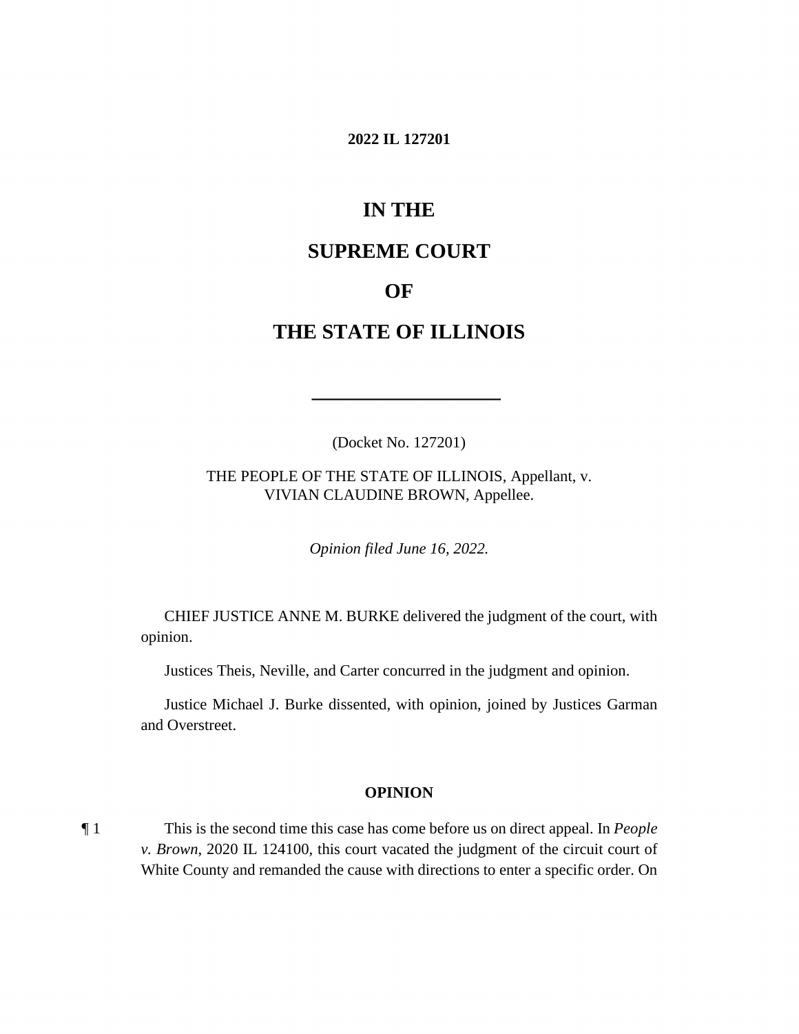**2022 IL 127201**

# IN THE

# SUPREME COURT

# OF

# THE STATE OF ILLINOIS

---

(Docket No. 127201)

THE PEOPLE OF THE STATE OF ILLINOIS, Appellant, v.
VIVIAN CLAUDINE BROWN, Appellee.

*Opinion filed June 16, 2022.*

CHIEF JUSTICE ANNE M. BURKE delivered the judgment of the court, with opinion.

Justices Theis, Neville, and Carter concurred in the judgment and opinion.

Justice Michael J. Burke dissented, with opinion, joined by Justices Garman and Overstreet.

## OPINION

¶ 1 This is the second time this case has come before us on direct appeal. In *People v. Brown*, 2020 IL 124100, this court vacated the judgment of the circuit court of White County and remanded the cause with directions to enter a specific order. On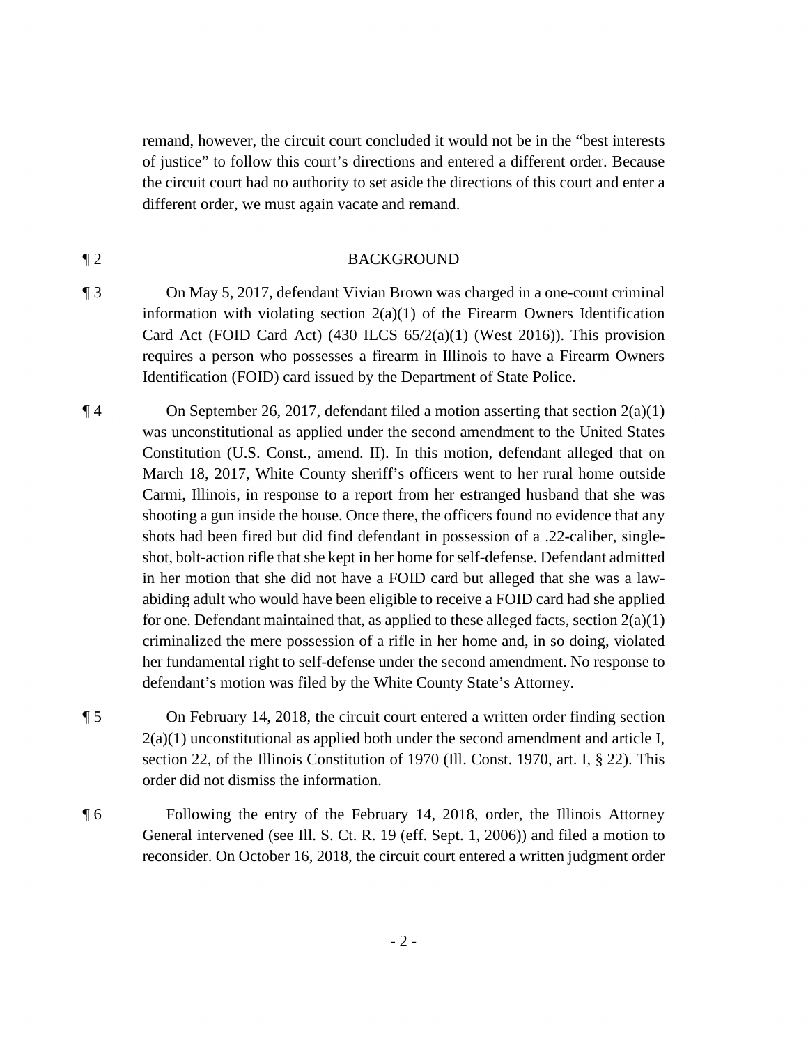remand, however, the circuit court concluded it would not be in the "best interests of justice" to follow this court's directions and entered a different order. Because the circuit court had no authority to set aside the directions of this court and enter a different order, we must again vacate and remand.

¶ 2 BACKGROUND

¶ 3 On May 5, 2017, defendant Vivian Brown was charged in a one-count criminal information with violating section 2(a)(1) of the Firearm Owners Identification Card Act (FOID Card Act) (430 ILCS 65/2(a)(1) (West 2016)). This provision requires a person who possesses a firearm in Illinois to have a Firearm Owners Identification (FOID) card issued by the Department of State Police.

¶ 4 On September 26, 2017, defendant filed a motion asserting that section 2(a)(1) was unconstitutional as applied under the second amendment to the United States Constitution (U.S. Const., amend. II). In this motion, defendant alleged that on March 18, 2017, White County sheriff's officers went to her rural home outside Carmi, Illinois, in response to a report from her estranged husband that she was shooting a gun inside the house. Once there, the officers found no evidence that any shots had been fired but did find defendant in possession of a .22-caliber, single-shot, bolt-action rifle that she kept in her home for self-defense. Defendant admitted in her motion that she did not have a FOID card but alleged that she was a law-abiding adult who would have been eligible to receive a FOID card had she applied for one. Defendant maintained that, as applied to these alleged facts, section 2(a)(1) criminalized the mere possession of a rifle in her home and, in so doing, violated her fundamental right to self-defense under the second amendment. No response to defendant's motion was filed by the White County State's Attorney.

¶ 5 On February 14, 2018, the circuit court entered a written order finding section 2(a)(1) unconstitutional as applied both under the second amendment and article I, section 22, of the Illinois Constitution of 1970 (Ill. Const. 1970, art. I, § 22). This order did not dismiss the information.

¶ 6 Following the entry of the February 14, 2018, order, the Illinois Attorney General intervened (see Ill. S. Ct. R. 19 (eff. Sept. 1, 2006)) and filed a motion to reconsider. On October 16, 2018, the circuit court entered a written judgment order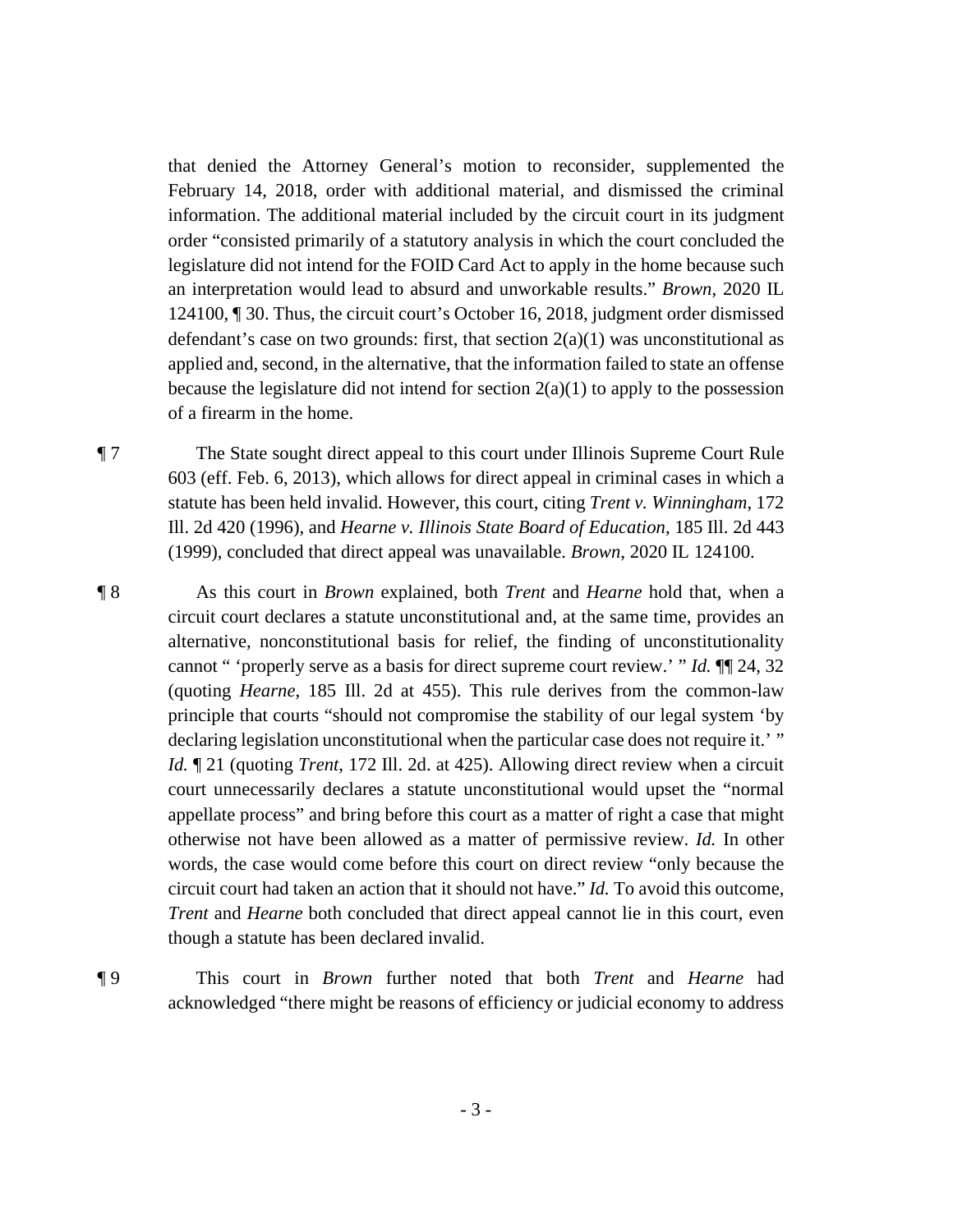that denied the Attorney General's motion to reconsider, supplemented the February 14, 2018, order with additional material, and dismissed the criminal information. The additional material included by the circuit court in its judgment order "consisted primarily of a statutory analysis in which the court concluded the legislature did not intend for the FOID Card Act to apply in the home because such an interpretation would lead to absurd and unworkable results." *Brown*, 2020 IL 124100, ¶ 30. Thus, the circuit court's October 16, 2018, judgment order dismissed defendant's case on two grounds: first, that section 2(a)(1) was unconstitutional as applied and, second, in the alternative, that the information failed to state an offense because the legislature did not intend for section 2(a)(1) to apply to the possession of a firearm in the home.

¶ 7 The State sought direct appeal to this court under Illinois Supreme Court Rule 603 (eff. Feb. 6, 2013), which allows for direct appeal in criminal cases in which a statute has been held invalid. However, this court, citing *Trent v. Winningham*, 172 Ill. 2d 420 (1996), and *Hearne v. Illinois State Board of Education*, 185 Ill. 2d 443 (1999), concluded that direct appeal was unavailable. *Brown*, 2020 IL 124100.

¶ 8 As this court in *Brown* explained, both *Trent* and *Hearne* hold that, when a circuit court declares a statute unconstitutional and, at the same time, provides an alternative, nonconstitutional basis for relief, the finding of unconstitutionality cannot " 'properly serve as a basis for direct supreme court review.' " *Id.* ¶¶ 24, 32 (quoting *Hearne*, 185 Ill. 2d at 455). This rule derives from the common-law principle that courts "should not compromise the stability of our legal system 'by declaring legislation unconstitutional when the particular case does not require it.' " *Id.* ¶ 21 (quoting *Trent*, 172 Ill. 2d. at 425). Allowing direct review when a circuit court unnecessarily declares a statute unconstitutional would upset the "normal appellate process" and bring before this court as a matter of right a case that might otherwise not have been allowed as a matter of permissive review. *Id.* In other words, the case would come before this court on direct review "only because the circuit court had taken an action that it should not have." *Id.* To avoid this outcome, *Trent* and *Hearne* both concluded that direct appeal cannot lie in this court, even though a statute has been declared invalid.

¶ 9 This court in *Brown* further noted that both *Trent* and *Hearne* had acknowledged "there might be reasons of efficiency or judicial economy to address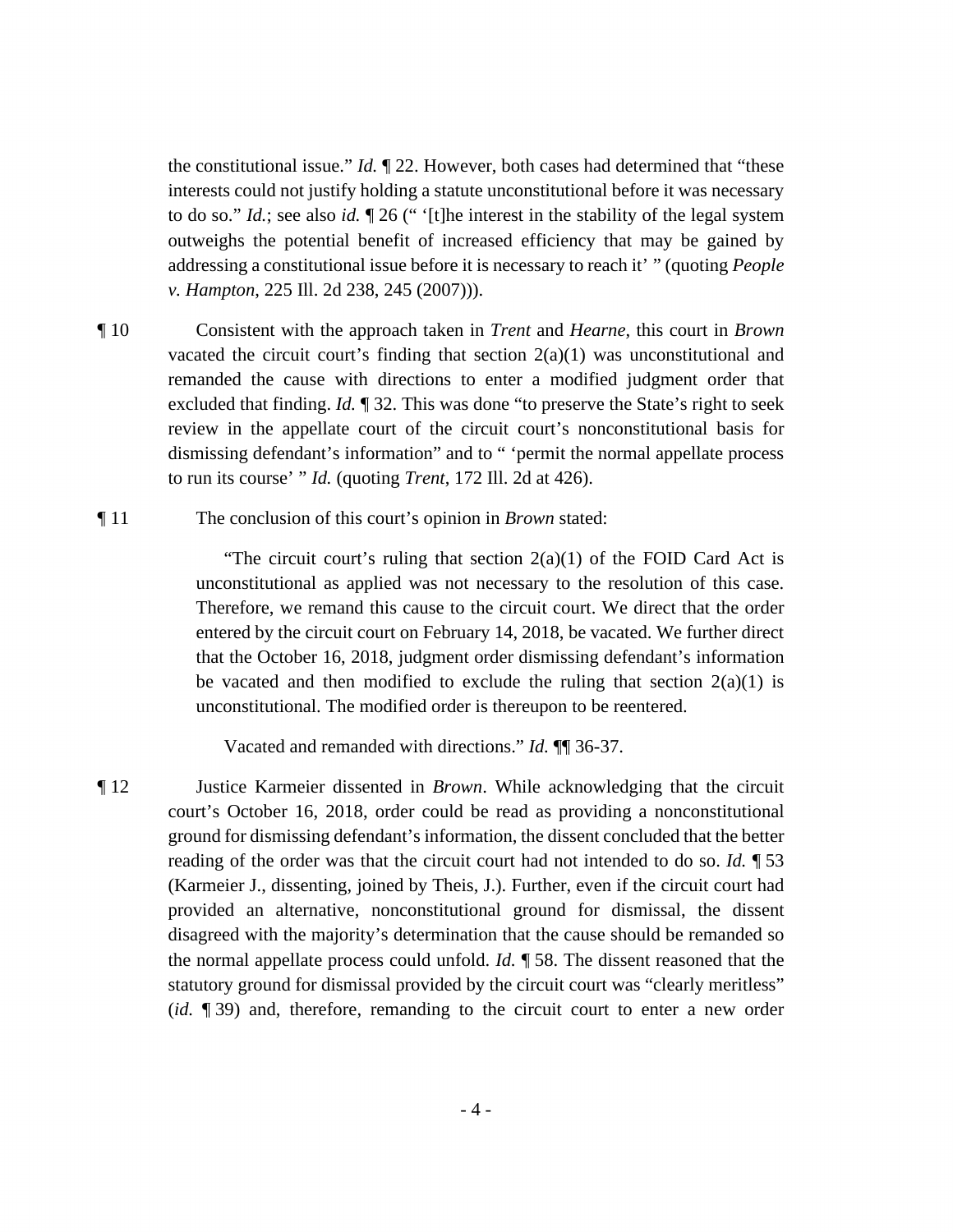the constitutional issue." *Id.* ¶ 22. However, both cases had determined that "these interests could not justify holding a statute unconstitutional before it was necessary to do so." *Id.*; see also *id.* ¶ 26 (" '[t]he interest in the stability of the legal system outweighs the potential benefit of increased efficiency that may be gained by addressing a constitutional issue before it is necessary to reach it' " (quoting *People v. Hampton*, 225 Ill. 2d 238, 245 (2007))).

¶ 10 Consistent with the approach taken in *Trent* and *Hearne*, this court in *Brown* vacated the circuit court's finding that section 2(a)(1) was unconstitutional and remanded the cause with directions to enter a modified judgment order that excluded that finding. *Id.* ¶ 32. This was done "to preserve the State's right to seek review in the appellate court of the circuit court's nonconstitutional basis for dismissing defendant's information" and to " 'permit the normal appellate process to run its course' " *Id.* (quoting *Trent*, 172 Ill. 2d at 426).

¶ 11 The conclusion of this court's opinion in *Brown* stated:

> "The circuit court's ruling that section 2(a)(1) of the FOID Card Act is unconstitutional as applied was not necessary to the resolution of this case. Therefore, we remand this cause to the circuit court. We direct that the order entered by the circuit court on February 14, 2018, be vacated. We further direct that the October 16, 2018, judgment order dismissing defendant's information be vacated and then modified to exclude the ruling that section 2(a)(1) is unconstitutional. The modified order is thereupon to be reentered.
>
> Vacated and remanded with directions." *Id.* ¶¶ 36-37.

¶ 12 Justice Karmeier dissented in *Brown*. While acknowledging that the circuit court's October 16, 2018, order could be read as providing a nonconstitutional ground for dismissing defendant's information, the dissent concluded that the better reading of the order was that the circuit court had not intended to do so. *Id.* ¶ 53 (Karmeier J., dissenting, joined by Theis, J.). Further, even if the circuit court had provided an alternative, nonconstitutional ground for dismissal, the dissent disagreed with the majority's determination that the cause should be remanded so the normal appellate process could unfold. *Id.* ¶ 58. The dissent reasoned that the statutory ground for dismissal provided by the circuit court was "clearly meritless" (*id.* ¶ 39) and, therefore, remanding to the circuit court to enter a new order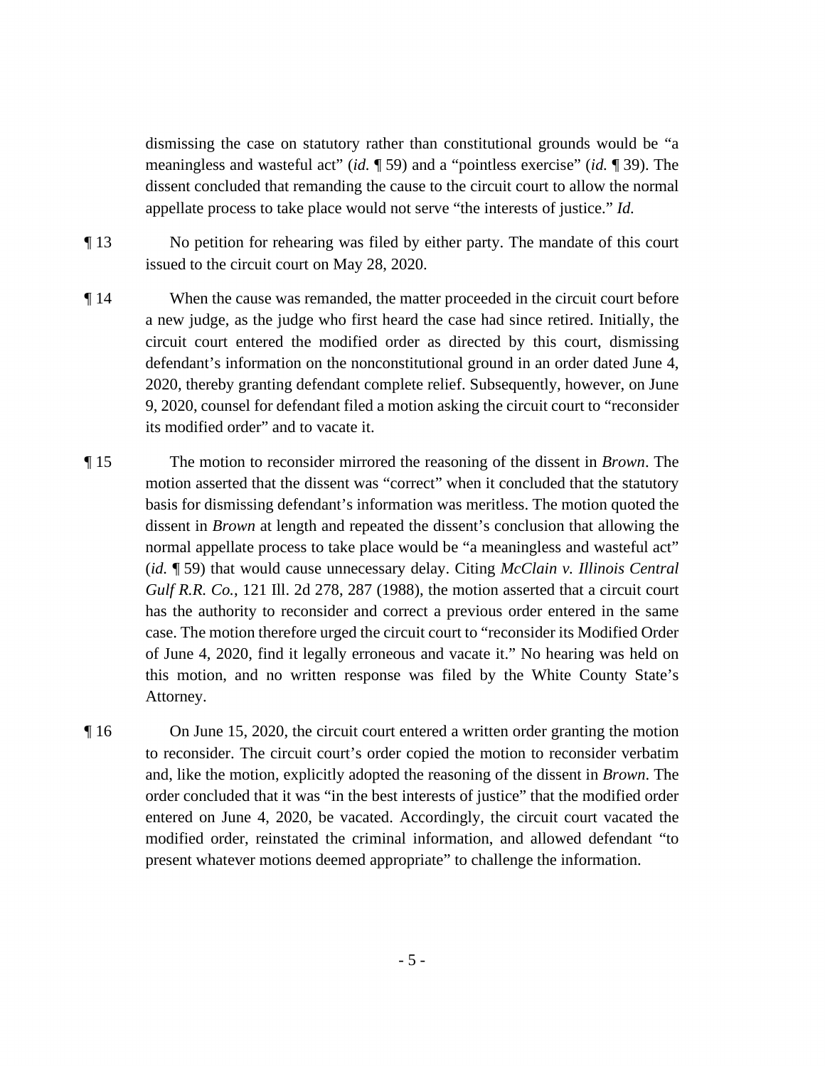dismissing the case on statutory rather than constitutional grounds would be "a meaningless and wasteful act" (*id.* ¶ 59) and a "pointless exercise" (*id.* ¶ 39). The dissent concluded that remanding the cause to the circuit court to allow the normal appellate process to take place would not serve "the interests of justice." *Id.*

¶ 13 No petition for rehearing was filed by either party. The mandate of this court issued to the circuit court on May 28, 2020.

¶ 14 When the cause was remanded, the matter proceeded in the circuit court before a new judge, as the judge who first heard the case had since retired. Initially, the circuit court entered the modified order as directed by this court, dismissing defendant's information on the nonconstitutional ground in an order dated June 4, 2020, thereby granting defendant complete relief. Subsequently, however, on June 9, 2020, counsel for defendant filed a motion asking the circuit court to "reconsider its modified order" and to vacate it.

¶ 15 The motion to reconsider mirrored the reasoning of the dissent in *Brown*. The motion asserted that the dissent was "correct" when it concluded that the statutory basis for dismissing defendant's information was meritless. The motion quoted the dissent in *Brown* at length and repeated the dissent's conclusion that allowing the normal appellate process to take place would be "a meaningless and wasteful act" (*id.* ¶ 59) that would cause unnecessary delay. Citing *McClain v. Illinois Central Gulf R.R. Co.*, 121 Ill. 2d 278, 287 (1988), the motion asserted that a circuit court has the authority to reconsider and correct a previous order entered in the same case. The motion therefore urged the circuit court to "reconsider its Modified Order of June 4, 2020, find it legally erroneous and vacate it." No hearing was held on this motion, and no written response was filed by the White County State's Attorney.

¶ 16 On June 15, 2020, the circuit court entered a written order granting the motion to reconsider. The circuit court's order copied the motion to reconsider verbatim and, like the motion, explicitly adopted the reasoning of the dissent in *Brown*. The order concluded that it was "in the best interests of justice" that the modified order entered on June 4, 2020, be vacated. Accordingly, the circuit court vacated the modified order, reinstated the criminal information, and allowed defendant "to present whatever motions deemed appropriate" to challenge the information.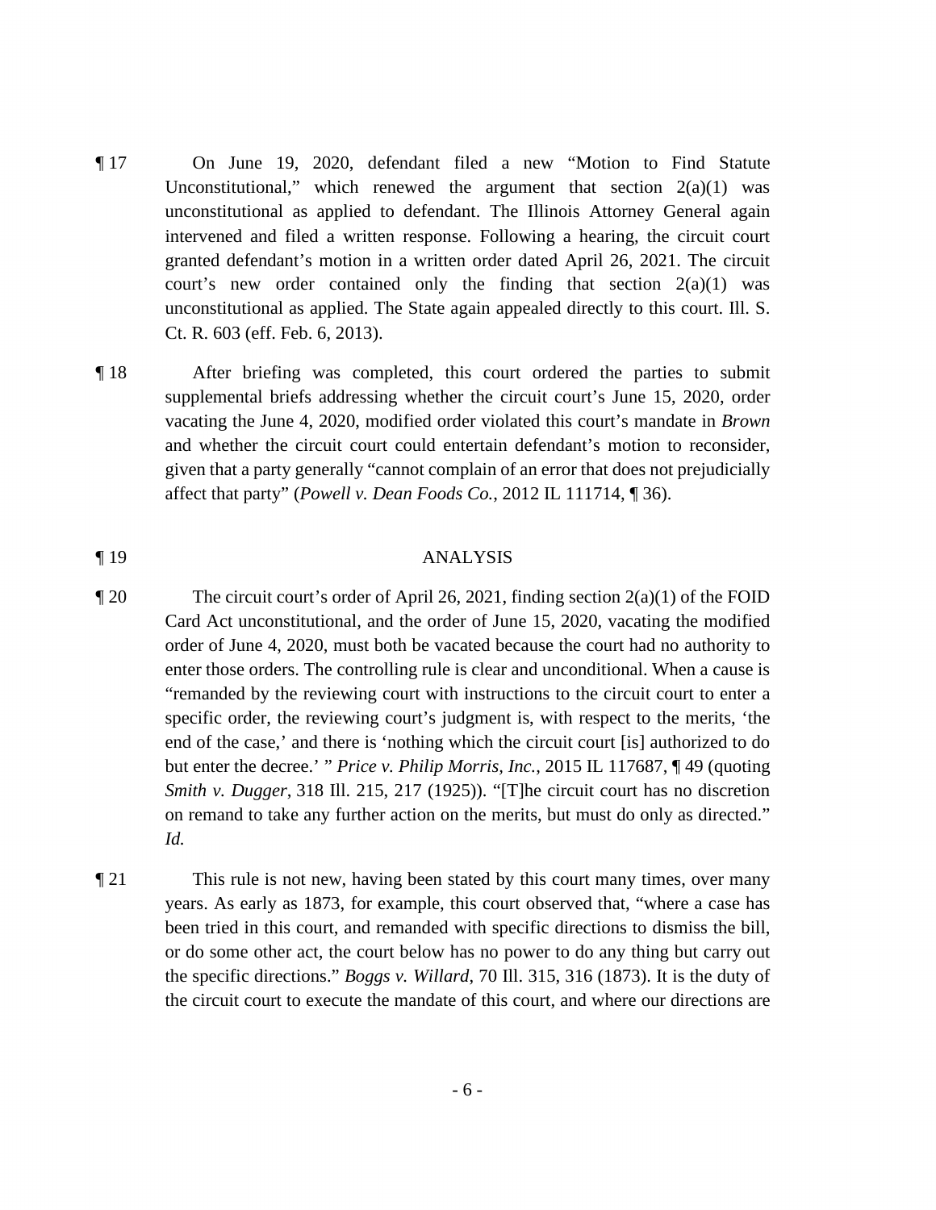¶ 17 On June 19, 2020, defendant filed a new "Motion to Find Statute Unconstitutional," which renewed the argument that section 2(a)(1) was unconstitutional as applied to defendant. The Illinois Attorney General again intervened and filed a written response. Following a hearing, the circuit court granted defendant's motion in a written order dated April 26, 2021. The circuit court's new order contained only the finding that section 2(a)(1) was unconstitutional as applied. The State again appealed directly to this court. Ill. S. Ct. R. 603 (eff. Feb. 6, 2013).

¶ 18 After briefing was completed, this court ordered the parties to submit supplemental briefs addressing whether the circuit court's June 15, 2020, order vacating the June 4, 2020, modified order violated this court's mandate in *Brown* and whether the circuit court could entertain defendant's motion to reconsider, given that a party generally "cannot complain of an error that does not prejudicially affect that party" (*Powell v. Dean Foods Co.*, 2012 IL 111714, ¶ 36).

¶ 19 ANALYSIS

¶ 20 The circuit court's order of April 26, 2021, finding section 2(a)(1) of the FOID Card Act unconstitutional, and the order of June 15, 2020, vacating the modified order of June 4, 2020, must both be vacated because the court had no authority to enter those orders. The controlling rule is clear and unconditional. When a cause is "remanded by the reviewing court with instructions to the circuit court to enter a specific order, the reviewing court's judgment is, with respect to the merits, 'the end of the case,' and there is 'nothing which the circuit court [is] authorized to do but enter the decree.' " *Price v. Philip Morris, Inc.*, 2015 IL 117687, ¶ 49 (quoting *Smith v. Dugger*, 318 Ill. 215, 217 (1925)). "[T]he circuit court has no discretion on remand to take any further action on the merits, but must do only as directed." *Id.*

¶ 21 This rule is not new, having been stated by this court many times, over many years. As early as 1873, for example, this court observed that, "where a case has been tried in this court, and remanded with specific directions to dismiss the bill, or do some other act, the court below has no power to do any thing but carry out the specific directions." *Boggs v. Willard*, 70 Ill. 315, 316 (1873). It is the duty of the circuit court to execute the mandate of this court, and where our directions are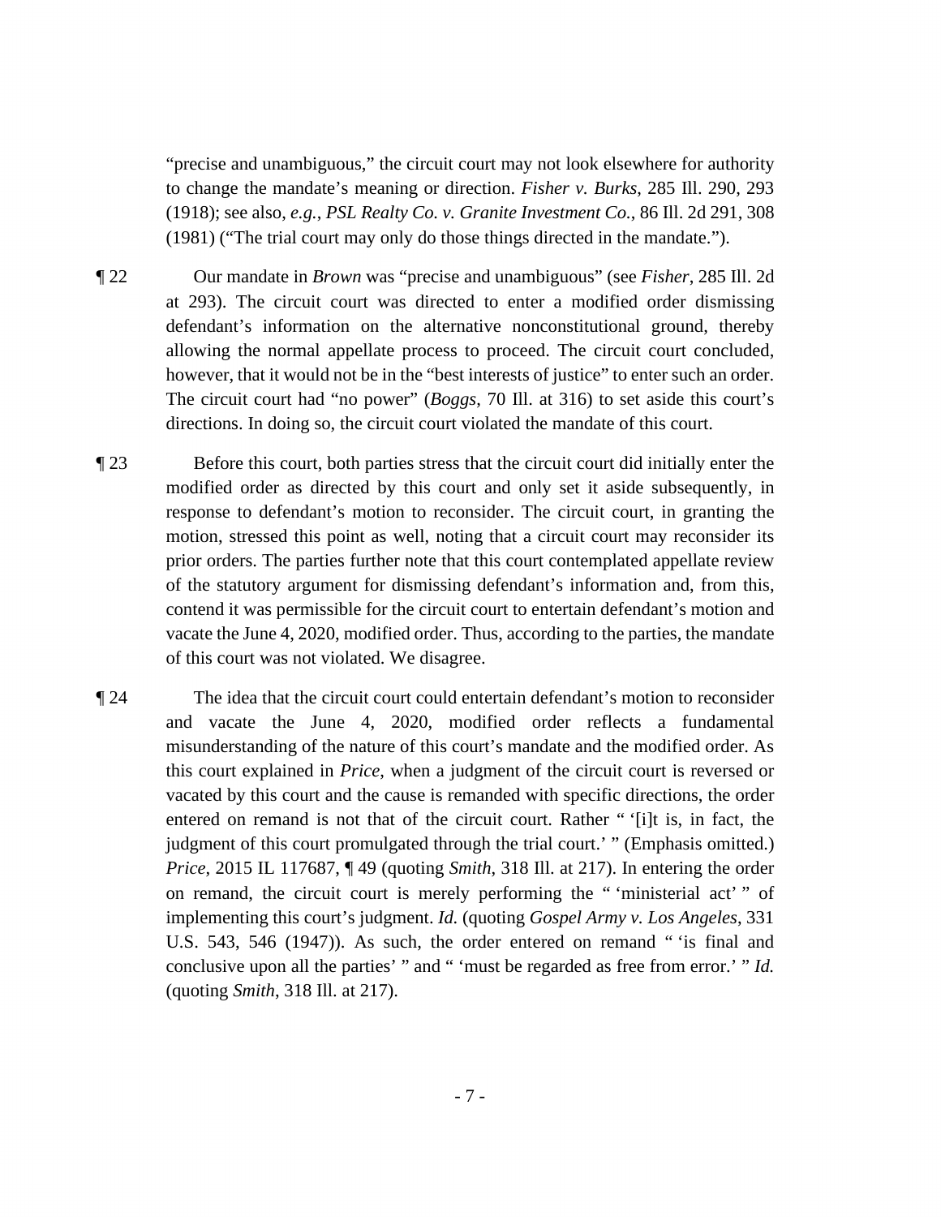"precise and unambiguous," the circuit court may not look elsewhere for authority to change the mandate's meaning or direction. *Fisher v. Burks*, 285 Ill. 290, 293 (1918); see also, *e.g.*, *PSL Realty Co. v. Granite Investment Co.*, 86 Ill. 2d 291, 308 (1981) ("The trial court may only do those things directed in the mandate.").

¶ 22 Our mandate in *Brown* was "precise and unambiguous" (see *Fisher*, 285 Ill. 2d at 293). The circuit court was directed to enter a modified order dismissing defendant's information on the alternative nonconstitutional ground, thereby allowing the normal appellate process to proceed. The circuit court concluded, however, that it would not be in the "best interests of justice" to enter such an order. The circuit court had "no power" (*Boggs*, 70 Ill. at 316) to set aside this court's directions. In doing so, the circuit court violated the mandate of this court.

¶ 23 Before this court, both parties stress that the circuit court did initially enter the modified order as directed by this court and only set it aside subsequently, in response to defendant's motion to reconsider. The circuit court, in granting the motion, stressed this point as well, noting that a circuit court may reconsider its prior orders. The parties further note that this court contemplated appellate review of the statutory argument for dismissing defendant's information and, from this, contend it was permissible for the circuit court to entertain defendant's motion and vacate the June 4, 2020, modified order. Thus, according to the parties, the mandate of this court was not violated. We disagree.

¶ 24 The idea that the circuit court could entertain defendant's motion to reconsider and vacate the June 4, 2020, modified order reflects a fundamental misunderstanding of the nature of this court's mandate and the modified order. As this court explained in *Price*, when a judgment of the circuit court is reversed or vacated by this court and the cause is remanded with specific directions, the order entered on remand is not that of the circuit court. Rather " '[i]t is, in fact, the judgment of this court promulgated through the trial court.' " (Emphasis omitted.) *Price*, 2015 IL 117687, ¶ 49 (quoting *Smith*, 318 Ill. at 217). In entering the order on remand, the circuit court is merely performing the " 'ministerial act' " of implementing this court's judgment. *Id.* (quoting *Gospel Army v. Los Angeles*, 331 U.S. 543, 546 (1947)). As such, the order entered on remand " 'is final and conclusive upon all the parties' " and " 'must be regarded as free from error.' " *Id.* (quoting *Smith*, 318 Ill. at 217).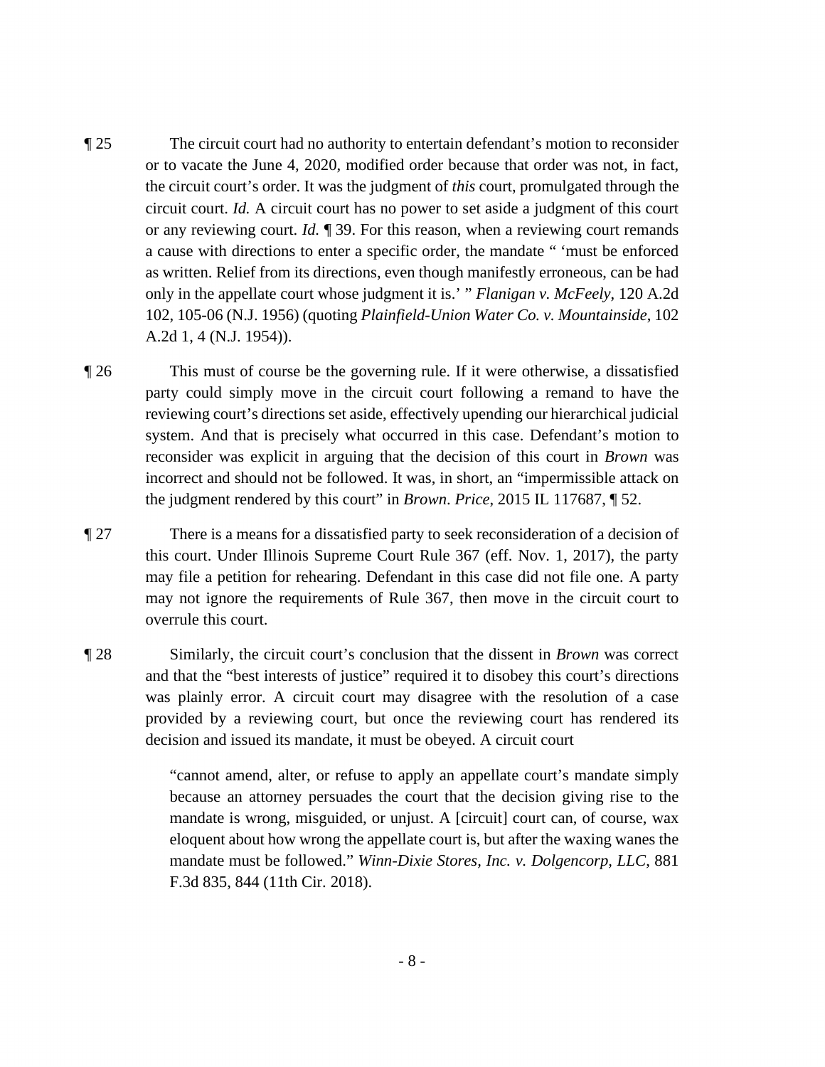¶ 25 The circuit court had no authority to entertain defendant's motion to reconsider or to vacate the June 4, 2020, modified order because that order was not, in fact, the circuit court's order. It was the judgment of *this* court, promulgated through the circuit court. *Id.* A circuit court has no power to set aside a judgment of this court or any reviewing court. *Id.* ¶ 39. For this reason, when a reviewing court remands a cause with directions to enter a specific order, the mandate " 'must be enforced as written. Relief from its directions, even though manifestly erroneous, can be had only in the appellate court whose judgment it is.' " *Flanigan v. McFeely*, 120 A.2d 102, 105-06 (N.J. 1956) (quoting *Plainfield-Union Water Co. v. Mountainside*, 102 A.2d 1, 4 (N.J. 1954)).

¶ 26 This must of course be the governing rule. If it were otherwise, a dissatisfied party could simply move in the circuit court following a remand to have the reviewing court's directions set aside, effectively upending our hierarchical judicial system. And that is precisely what occurred in this case. Defendant's motion to reconsider was explicit in arguing that the decision of this court in *Brown* was incorrect and should not be followed. It was, in short, an "impermissible attack on the judgment rendered by this court" in *Brown*. *Price*, 2015 IL 117687, ¶ 52.

¶ 27 There is a means for a dissatisfied party to seek reconsideration of a decision of this court. Under Illinois Supreme Court Rule 367 (eff. Nov. 1, 2017), the party may file a petition for rehearing. Defendant in this case did not file one. A party may not ignore the requirements of Rule 367, then move in the circuit court to overrule this court.

¶ 28 Similarly, the circuit court's conclusion that the dissent in *Brown* was correct and that the "best interests of justice" required it to disobey this court's directions was plainly error. A circuit court may disagree with the resolution of a case provided by a reviewing court, but once the reviewing court has rendered its decision and issued its mandate, it must be obeyed. A circuit court

> "cannot amend, alter, or refuse to apply an appellate court's mandate simply because an attorney persuades the court that the decision giving rise to the mandate is wrong, misguided, or unjust. A [circuit] court can, of course, wax eloquent about how wrong the appellate court is, but after the waxing wanes the mandate must be followed." *Winn-Dixie Stores, Inc. v. Dolgencorp, LLC*, 881 F.3d 835, 844 (11th Cir. 2018).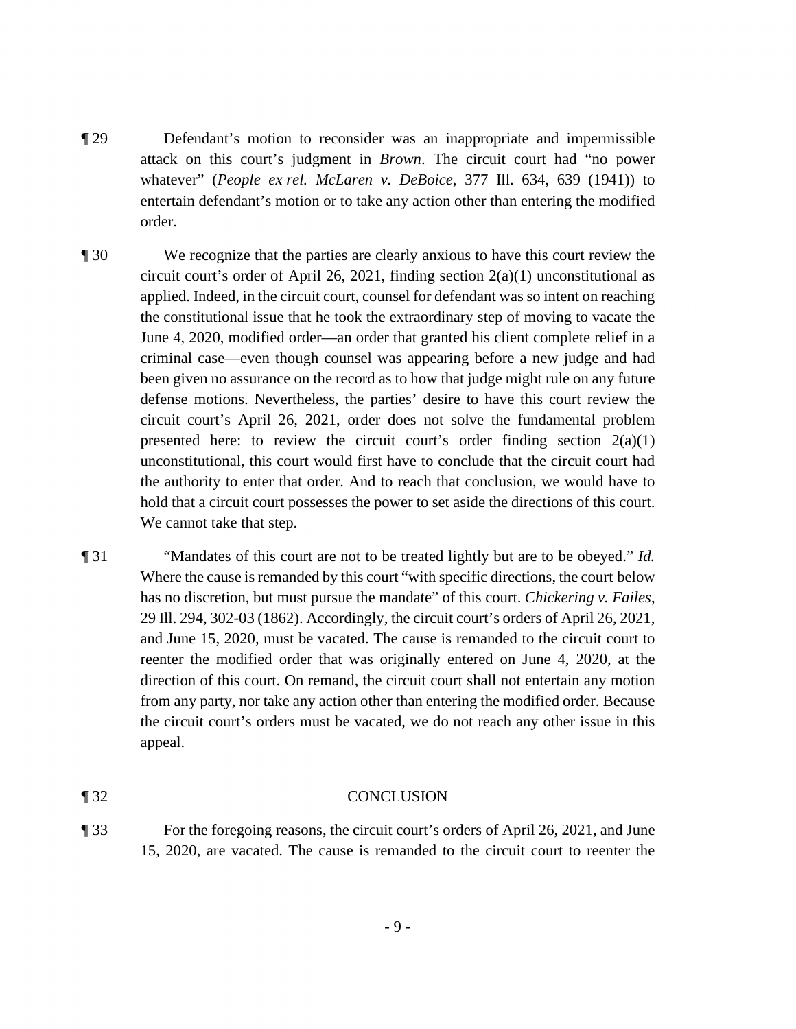¶ 29 Defendant's motion to reconsider was an inappropriate and impermissible attack on this court's judgment in *Brown*. The circuit court had "no power whatever" (*People ex rel. McLaren v. DeBoice*, 377 Ill. 634, 639 (1941)) to entertain defendant's motion or to take any action other than entering the modified order.

¶ 30 We recognize that the parties are clearly anxious to have this court review the circuit court's order of April 26, 2021, finding section 2(a)(1) unconstitutional as applied. Indeed, in the circuit court, counsel for defendant was so intent on reaching the constitutional issue that he took the extraordinary step of moving to vacate the June 4, 2020, modified order—an order that granted his client complete relief in a criminal case—even though counsel was appearing before a new judge and had been given no assurance on the record as to how that judge might rule on any future defense motions. Nevertheless, the parties' desire to have this court review the circuit court's April 26, 2021, order does not solve the fundamental problem presented here: to review the circuit court's order finding section 2(a)(1) unconstitutional, this court would first have to conclude that the circuit court had the authority to enter that order. And to reach that conclusion, we would have to hold that a circuit court possesses the power to set aside the directions of this court. We cannot take that step.

¶ 31 "Mandates of this court are not to be treated lightly but are to be obeyed." *Id.* Where the cause is remanded by this court "with specific directions, the court below has no discretion, but must pursue the mandate" of this court. *Chickering v. Failes*, 29 Ill. 294, 302-03 (1862). Accordingly, the circuit court's orders of April 26, 2021, and June 15, 2020, must be vacated. The cause is remanded to the circuit court to reenter the modified order that was originally entered on June 4, 2020, at the direction of this court. On remand, the circuit court shall not entertain any motion from any party, nor take any action other than entering the modified order. Because the circuit court's orders must be vacated, we do not reach any other issue in this appeal.

¶ 32 CONCLUSION

¶ 33 For the foregoing reasons, the circuit court's orders of April 26, 2021, and June 15, 2020, are vacated. The cause is remanded to the circuit court to reenter the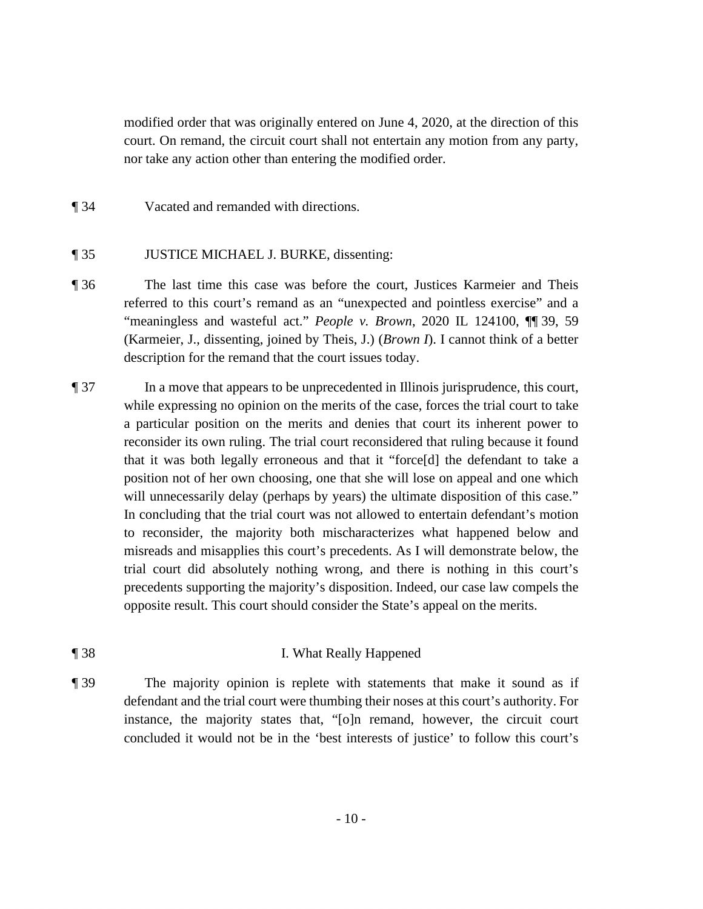modified order that was originally entered on June 4, 2020, at the direction of this court. On remand, the circuit court shall not entertain any motion from any party, nor take any action other than entering the modified order.

¶ 34 Vacated and remanded with directions.

¶ 35 JUSTICE MICHAEL J. BURKE, dissenting:

¶ 36 The last time this case was before the court, Justices Karmeier and Theis referred to this court's remand as an "unexpected and pointless exercise" and a "meaningless and wasteful act." *People v. Brown*, 2020 IL 124100, ¶¶ 39, 59 (Karmeier, J., dissenting, joined by Theis, J.) (*Brown I*). I cannot think of a better description for the remand that the court issues today.

¶ 37 In a move that appears to be unprecedented in Illinois jurisprudence, this court, while expressing no opinion on the merits of the case, forces the trial court to take a particular position on the merits and denies that court its inherent power to reconsider its own ruling. The trial court reconsidered that ruling because it found that it was both legally erroneous and that it "force[d] the defendant to take a position not of her own choosing, one that she will lose on appeal and one which will unnecessarily delay (perhaps by years) the ultimate disposition of this case." In concluding that the trial court was not allowed to entertain defendant's motion to reconsider, the majority both mischaracterizes what happened below and misreads and misapplies this court's precedents. As I will demonstrate below, the trial court did absolutely nothing wrong, and there is nothing in this court's precedents supporting the majority's disposition. Indeed, our case law compels the opposite result. This court should consider the State's appeal on the merits.

¶ 38 I. What Really Happened

¶ 39 The majority opinion is replete with statements that make it sound as if defendant and the trial court were thumbing their noses at this court's authority. For instance, the majority states that, "[o]n remand, however, the circuit court concluded it would not be in the 'best interests of justice' to follow this court's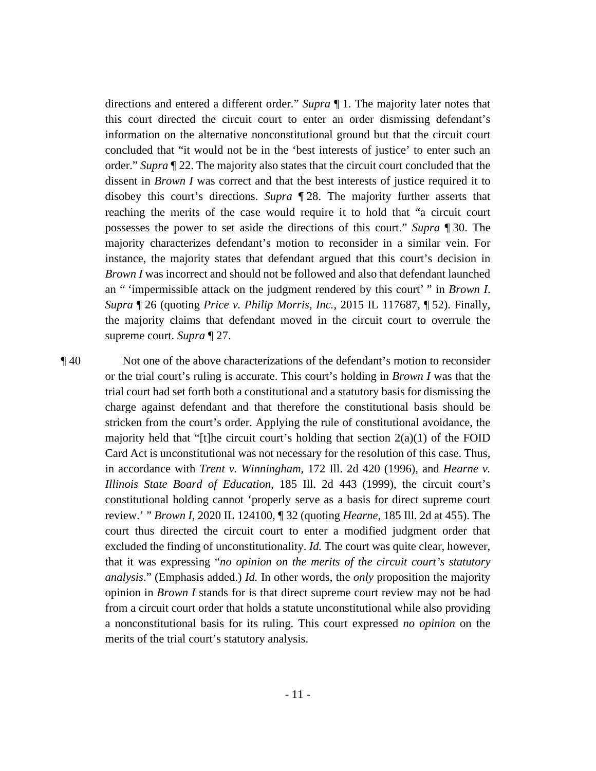directions and entered a different order." *Supra* ¶ 1. The majority later notes that this court directed the circuit court to enter an order dismissing defendant's information on the alternative nonconstitutional ground but that the circuit court concluded that "it would not be in the 'best interests of justice' to enter such an order." *Supra* ¶ 22. The majority also states that the circuit court concluded that the dissent in *Brown I* was correct and that the best interests of justice required it to disobey this court's directions. *Supra* ¶ 28. The majority further asserts that reaching the merits of the case would require it to hold that "a circuit court possesses the power to set aside the directions of this court." *Supra* ¶ 30. The majority characterizes defendant's motion to reconsider in a similar vein. For instance, the majority states that defendant argued that this court's decision in *Brown I* was incorrect and should not be followed and also that defendant launched an " 'impermissible attack on the judgment rendered by this court' " in *Brown I*. *Supra* ¶ 26 (quoting *Price v. Philip Morris, Inc.*, 2015 IL 117687, ¶ 52). Finally, the majority claims that defendant moved in the circuit court to overrule the supreme court. *Supra* ¶ 27.

¶ 40 Not one of the above characterizations of the defendant's motion to reconsider or the trial court's ruling is accurate. This court's holding in *Brown I* was that the trial court had set forth both a constitutional and a statutory basis for dismissing the charge against defendant and that therefore the constitutional basis should be stricken from the court's order. Applying the rule of constitutional avoidance, the majority held that "[t]he circuit court's holding that section 2(a)(1) of the FOID Card Act is unconstitutional was not necessary for the resolution of this case. Thus, in accordance with *Trent v. Winningham*, 172 Ill. 2d 420 (1996), and *Hearne v. Illinois State Board of Education*, 185 Ill. 2d 443 (1999), the circuit court's constitutional holding cannot 'properly serve as a basis for direct supreme court review.' " *Brown I*, 2020 IL 124100, ¶ 32 (quoting *Hearne*, 185 Ill. 2d at 455). The court thus directed the circuit court to enter a modified judgment order that excluded the finding of unconstitutionality. *Id.* The court was quite clear, however, that it was expressing "*no opinion on the merits of the circuit court's statutory analysis*." (Emphasis added.) *Id.* In other words, the *only* proposition the majority opinion in *Brown I* stands for is that direct supreme court review may not be had from a circuit court order that holds a statute unconstitutional while also providing a nonconstitutional basis for its ruling. This court expressed *no opinion* on the merits of the trial court's statutory analysis.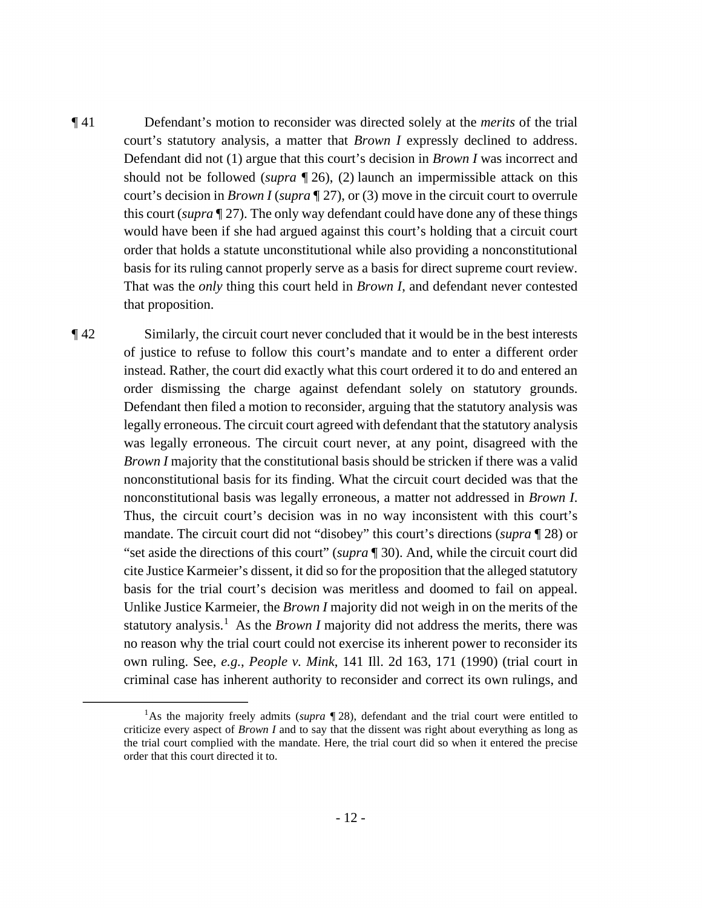¶ 41 Defendant's motion to reconsider was directed solely at the *merits* of the trial court's statutory analysis, a matter that *Brown I* expressly declined to address. Defendant did not (1) argue that this court's decision in *Brown I* was incorrect and should not be followed (*supra* ¶ 26), (2) launch an impermissible attack on this court's decision in *Brown I* (*supra* ¶ 27), or (3) move in the circuit court to overrule this court (*supra* ¶ 27). The only way defendant could have done any of these things would have been if she had argued against this court's holding that a circuit court order that holds a statute unconstitutional while also providing a nonconstitutional basis for its ruling cannot properly serve as a basis for direct supreme court review. That was the *only* thing this court held in *Brown I*, and defendant never contested that proposition.

¶ 42 Similarly, the circuit court never concluded that it would be in the best interests of justice to refuse to follow this court's mandate and to enter a different order instead. Rather, the court did exactly what this court ordered it to do and entered an order dismissing the charge against defendant solely on statutory grounds. Defendant then filed a motion to reconsider, arguing that the statutory analysis was legally erroneous. The circuit court agreed with defendant that the statutory analysis was legally erroneous. The circuit court never, at any point, disagreed with the *Brown I* majority that the constitutional basis should be stricken if there was a valid nonconstitutional basis for its finding. What the circuit court decided was that the nonconstitutional basis was legally erroneous, a matter not addressed in *Brown I*. Thus, the circuit court's decision was in no way inconsistent with this court's mandate. The circuit court did not "disobey" this court's directions (*supra* ¶ 28) or "set aside the directions of this court" (*supra* ¶ 30). And, while the circuit court did cite Justice Karmeier's dissent, it did so for the proposition that the alleged statutory basis for the trial court's decision was meritless and doomed to fail on appeal. Unlike Justice Karmeier, the *Brown I* majority did not weigh in on the merits of the statutory analysis.[1] As the *Brown I* majority did not address the merits, there was no reason why the trial court could not exercise its inherent power to reconsider its own ruling. See, *e.g.*, *People v. Mink*, 141 Ill. 2d 163, 171 (1990) (trial court in criminal case has inherent authority to reconsider and correct its own rulings, and

---

[1]As the majority freely admits (*supra* ¶ 28), defendant and the trial court were entitled to criticize every aspect of *Brown I* and to say that the dissent was right about everything as long as the trial court complied with the mandate. Here, the trial court did so when it entered the precise order that this court directed it to.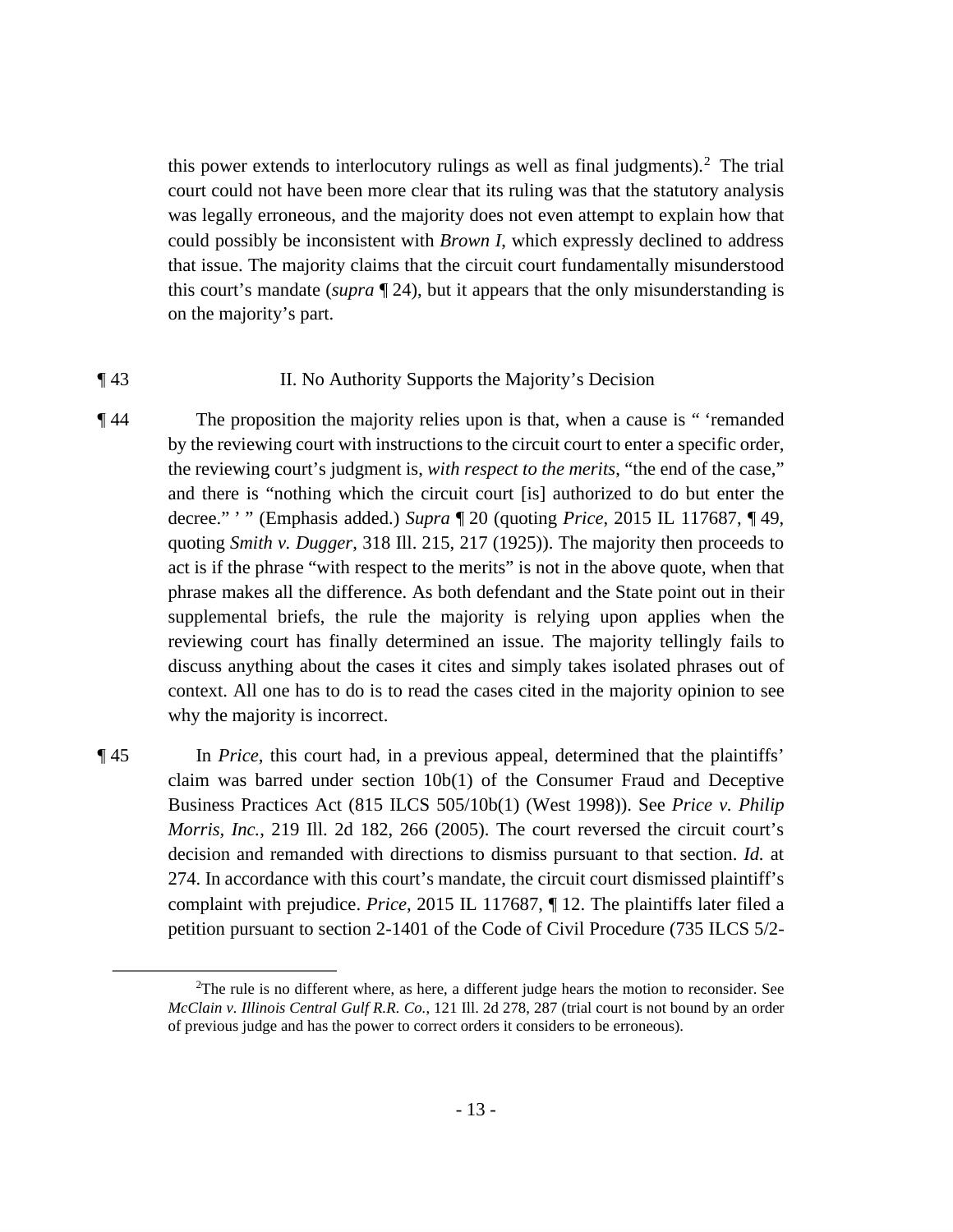this power extends to interlocutory rulings as well as final judgments).[2] The trial court could not have been more clear that its ruling was that the statutory analysis was legally erroneous, and the majority does not even attempt to explain how that could possibly be inconsistent with *Brown I*, which expressly declined to address that issue. The majority claims that the circuit court fundamentally misunderstood this court's mandate (*supra* ¶ 24), but it appears that the only misunderstanding is on the majority's part.

¶ 43 II. No Authority Supports the Majority's Decision

¶ 44 The proposition the majority relies upon is that, when a cause is " 'remanded by the reviewing court with instructions to the circuit court to enter a specific order, the reviewing court's judgment is, *with respect to the merits*, "the end of the case," and there is "nothing which the circuit court [is] authorized to do but enter the decree." ' " (Emphasis added.) *Supra* ¶ 20 (quoting *Price*, 2015 IL 117687, ¶ 49, quoting *Smith v. Dugger*, 318 Ill. 215, 217 (1925)). The majority then proceeds to act is if the phrase "with respect to the merits" is not in the above quote, when that phrase makes all the difference. As both defendant and the State point out in their supplemental briefs, the rule the majority is relying upon applies when the reviewing court has finally determined an issue. The majority tellingly fails to discuss anything about the cases it cites and simply takes isolated phrases out of context. All one has to do is to read the cases cited in the majority opinion to see why the majority is incorrect.

¶ 45 In *Price*, this court had, in a previous appeal, determined that the plaintiffs' claim was barred under section 10b(1) of the Consumer Fraud and Deceptive Business Practices Act (815 ILCS 505/10b(1) (West 1998)). See *Price v. Philip Morris, Inc.*, 219 Ill. 2d 182, 266 (2005). The court reversed the circuit court's decision and remanded with directions to dismiss pursuant to that section. *Id.* at 274. In accordance with this court's mandate, the circuit court dismissed plaintiff's complaint with prejudice. *Price*, 2015 IL 117687, ¶ 12. The plaintiffs later filed a petition pursuant to section 2-1401 of the Code of Civil Procedure (735 ILCS 5/2-

[2] The rule is no different where, as here, a different judge hears the motion to reconsider. See *McClain v. Illinois Central Gulf R.R. Co.*, 121 Ill. 2d 278, 287 (trial court is not bound by an order of previous judge and has the power to correct orders it considers to be erroneous).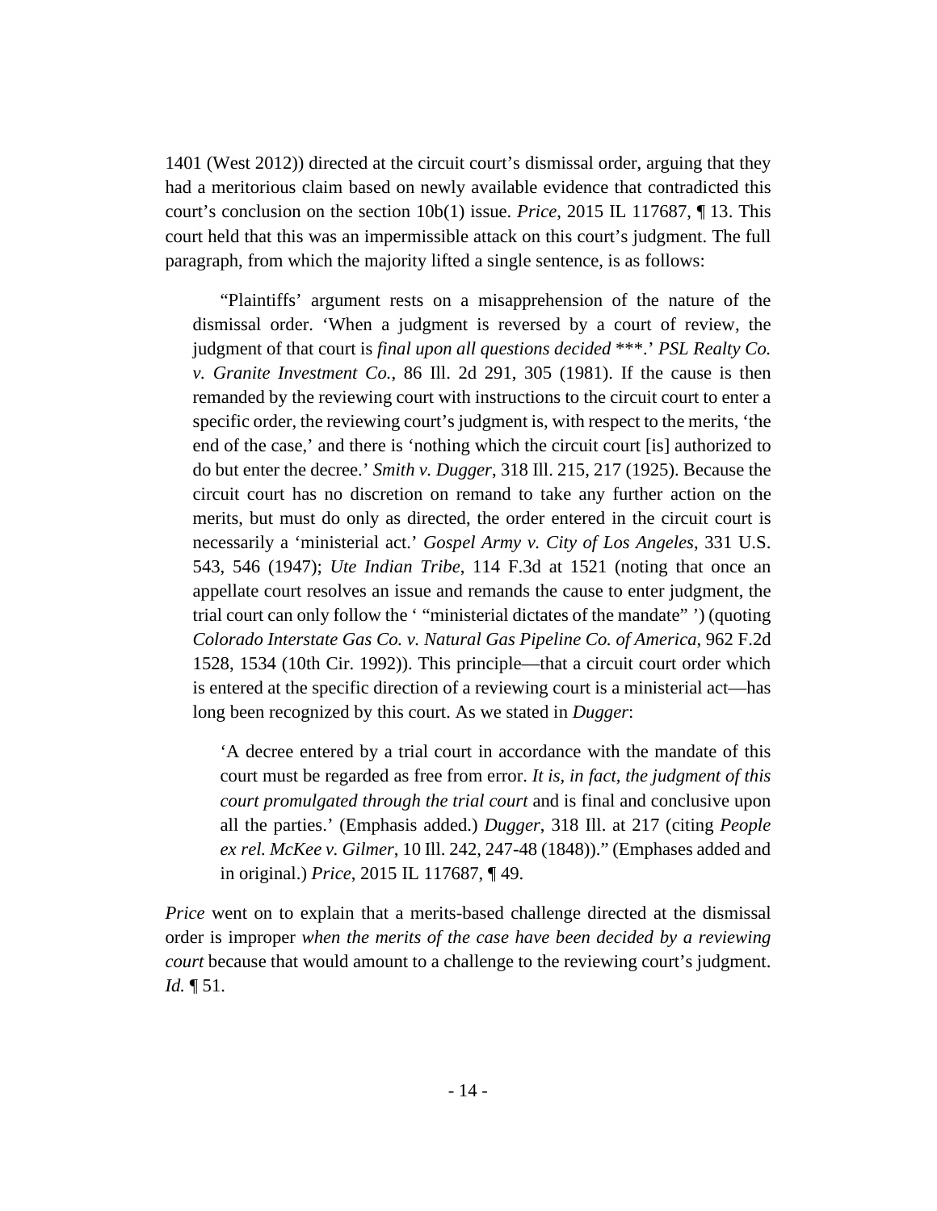1401 (West 2012)) directed at the circuit court's dismissal order, arguing that they had a meritorious claim based on newly available evidence that contradicted this court's conclusion on the section 10b(1) issue. *Price*, 2015 IL 117687, ¶ 13. This court held that this was an impermissible attack on this court's judgment. The full paragraph, from which the majority lifted a single sentence, is as follows:

> "Plaintiffs' argument rests on a misapprehension of the nature of the dismissal order. 'When a judgment is reversed by a court of review, the judgment of that court is *final upon all questions decided* \*\*\*.' *PSL Realty Co. v. Granite Investment Co.*, 86 Ill. 2d 291, 305 (1981). If the cause is then remanded by the reviewing court with instructions to the circuit court to enter a specific order, the reviewing court's judgment is, with respect to the merits, 'the end of the case,' and there is 'nothing which the circuit court [is] authorized to do but enter the decree.' *Smith v. Dugger*, 318 Ill. 215, 217 (1925). Because the circuit court has no discretion on remand to take any further action on the merits, but must do only as directed, the order entered in the circuit court is necessarily a 'ministerial act.' *Gospel Army v. City of Los Angeles*, 331 U.S. 543, 546 (1947); *Ute Indian Tribe*, 114 F.3d at 1521 (noting that once an appellate court resolves an issue and remands the cause to enter judgment, the trial court can only follow the ' "ministerial dictates of the mandate" ') (quoting *Colorado Interstate Gas Co. v. Natural Gas Pipeline Co. of America*, 962 F.2d 1528, 1534 (10th Cir. 1992)). This principle—that a circuit court order which is entered at the specific direction of a reviewing court is a ministerial act—has long been recognized by this court. As we stated in *Dugger*:
>
> > 'A decree entered by a trial court in accordance with the mandate of this court must be regarded as free from error. *It is, in fact, the judgment of this court promulgated through the trial court* and is final and conclusive upon all the parties.' (Emphasis added.) *Dugger*, 318 Ill. at 217 (citing *People ex rel. McKee v. Gilmer*, 10 Ill. 242, 247-48 (1848))." (Emphases added and in original.) *Price*, 2015 IL 117687, ¶ 49.

*Price* went on to explain that a merits-based challenge directed at the dismissal order is improper *when the merits of the case have been decided by a reviewing court* because that would amount to a challenge to the reviewing court's judgment. *Id.* ¶ 51.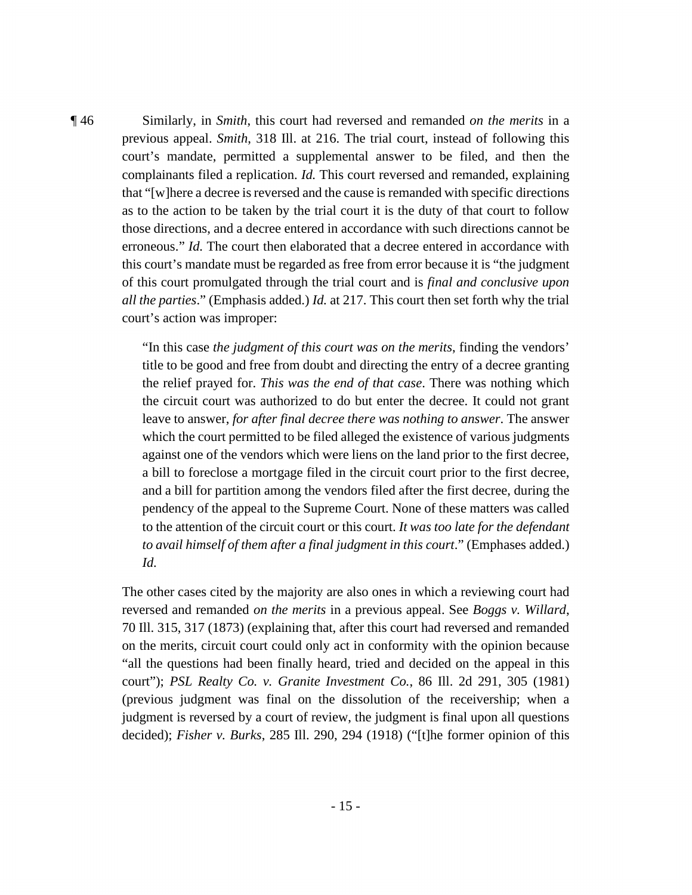¶ 46 Similarly, in *Smith*, this court had reversed and remanded *on the merits* in a previous appeal. *Smith*, 318 Ill. at 216. The trial court, instead of following this court's mandate, permitted a supplemental answer to be filed, and then the complainants filed a replication. *Id.* This court reversed and remanded, explaining that "[w]here a decree is reversed and the cause is remanded with specific directions as to the action to be taken by the trial court it is the duty of that court to follow those directions, and a decree entered in accordance with such directions cannot be erroneous." *Id.* The court then elaborated that a decree entered in accordance with this court's mandate must be regarded as free from error because it is "the judgment of this court promulgated through the trial court and is *final and conclusive upon all the parties*." (Emphasis added.) *Id.* at 217. This court then set forth why the trial court's action was improper:

> "In this case *the judgment of this court was on the merits*, finding the vendors' title to be good and free from doubt and directing the entry of a decree granting the relief prayed for. *This was the end of that case*. There was nothing which the circuit court was authorized to do but enter the decree. It could not grant leave to answer, *for after final decree there was nothing to answer*. The answer which the court permitted to be filed alleged the existence of various judgments against one of the vendors which were liens on the land prior to the first decree, a bill to foreclose a mortgage filed in the circuit court prior to the first decree, and a bill for partition among the vendors filed after the first decree, during the pendency of the appeal to the Supreme Court. None of these matters was called to the attention of the circuit court or this court. *It was too late for the defendant to avail himself of them after a final judgment in this court*." (Emphases added.) *Id.*

The other cases cited by the majority are also ones in which a reviewing court had reversed and remanded *on the merits* in a previous appeal. See *Boggs v. Willard*, 70 Ill. 315, 317 (1873) (explaining that, after this court had reversed and remanded on the merits, circuit court could only act in conformity with the opinion because "all the questions had been finally heard, tried and decided on the appeal in this court"); *PSL Realty Co. v. Granite Investment Co.*, 86 Ill. 2d 291, 305 (1981) (previous judgment was final on the dissolution of the receivership; when a judgment is reversed by a court of review, the judgment is final upon all questions decided); *Fisher v. Burks*, 285 Ill. 290, 294 (1918) ("[t]he former opinion of this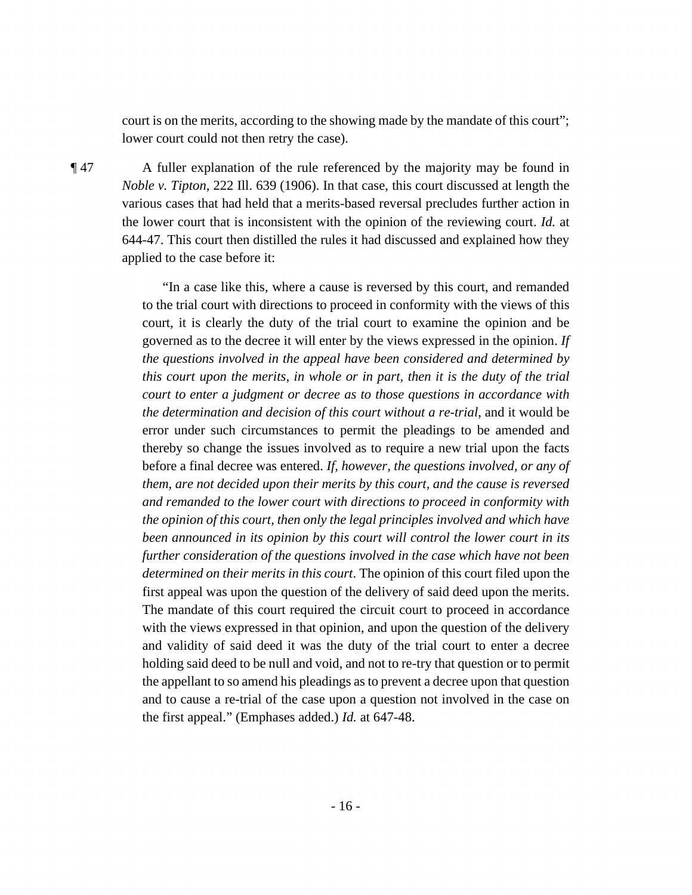court is on the merits, according to the showing made by the mandate of this court"; lower court could not then retry the case).

¶ 47 A fuller explanation of the rule referenced by the majority may be found in *Noble v. Tipton*, 222 Ill. 639 (1906). In that case, this court discussed at length the various cases that had held that a merits-based reversal precludes further action in the lower court that is inconsistent with the opinion of the reviewing court. *Id.* at 644-47. This court then distilled the rules it had discussed and explained how they applied to the case before it:

> "In a case like this, where a cause is reversed by this court, and remanded to the trial court with directions to proceed in conformity with the views of this court, it is clearly the duty of the trial court to examine the opinion and be governed as to the decree it will enter by the views expressed in the opinion. *If the questions involved in the appeal have been considered and determined by this court upon the merits, in whole or in part, then it is the duty of the trial court to enter a judgment or decree as to those questions in accordance with the determination and decision of this court without a re-trial*, and it would be error under such circumstances to permit the pleadings to be amended and thereby so change the issues involved as to require a new trial upon the facts before a final decree was entered. *If, however, the questions involved, or any of them, are not decided upon their merits by this court, and the cause is reversed and remanded to the lower court with directions to proceed in conformity with the opinion of this court, then only the legal principles involved and which have been announced in its opinion by this court will control the lower court in its further consideration of the questions involved in the case which have not been determined on their merits in this court*. The opinion of this court filed upon the first appeal was upon the question of the delivery of said deed upon the merits. The mandate of this court required the circuit court to proceed in accordance with the views expressed in that opinion, and upon the question of the delivery and validity of said deed it was the duty of the trial court to enter a decree holding said deed to be null and void, and not to re-try that question or to permit the appellant to so amend his pleadings as to prevent a decree upon that question and to cause a re-trial of the case upon a question not involved in the case on the first appeal." (Emphases added.) *Id.* at 647-48.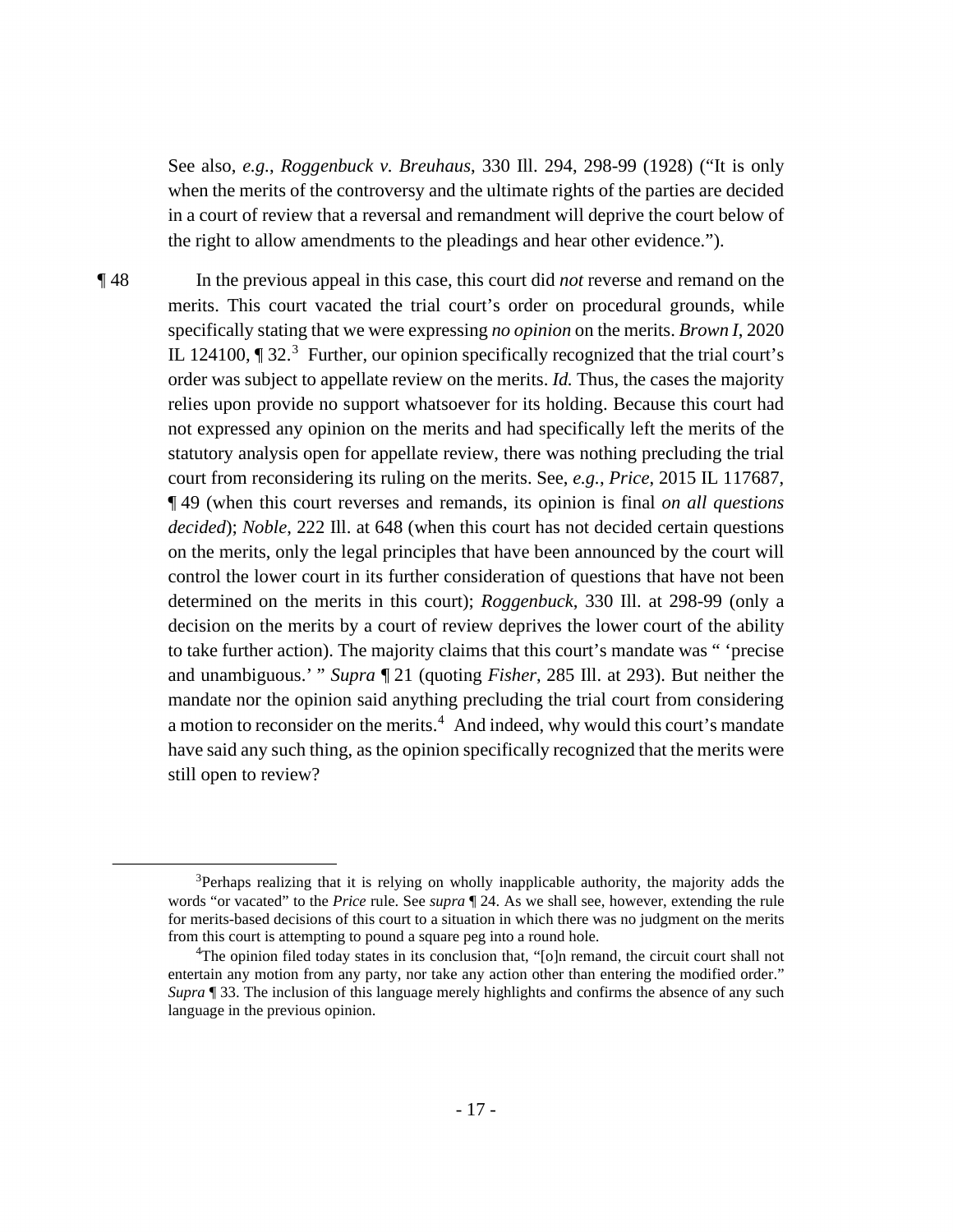See also, *e.g.*, *Roggenbuck v. Breuhaus*, 330 Ill. 294, 298-99 (1928) ("It is only when the merits of the controversy and the ultimate rights of the parties are decided in a court of review that a reversal and remandment will deprive the court below of the right to allow amendments to the pleadings and hear other evidence.").

¶ 48 In the previous appeal in this case, this court did *not* reverse and remand on the merits. This court vacated the trial court's order on procedural grounds, while specifically stating that we were expressing *no opinion* on the merits. *Brown I*, 2020 IL 124100, ¶ 32.[3] Further, our opinion specifically recognized that the trial court's order was subject to appellate review on the merits. *Id.* Thus, the cases the majority relies upon provide no support whatsoever for its holding. Because this court had not expressed any opinion on the merits and had specifically left the merits of the statutory analysis open for appellate review, there was nothing precluding the trial court from reconsidering its ruling on the merits. See, *e.g.*, *Price*, 2015 IL 117687, ¶ 49 (when this court reverses and remands, its opinion is final *on all questions decided*); *Noble*, 222 Ill. at 648 (when this court has not decided certain questions on the merits, only the legal principles that have been announced by the court will control the lower court in its further consideration of questions that have not been determined on the merits in this court); *Roggenbuck*, 330 Ill. at 298-99 (only a decision on the merits by a court of review deprives the lower court of the ability to take further action). The majority claims that this court's mandate was " 'precise and unambiguous.' " *Supra* ¶ 21 (quoting *Fisher*, 285 Ill. at 293). But neither the mandate nor the opinion said anything precluding the trial court from considering a motion to reconsider on the merits.[4] And indeed, why would this court's mandate have said any such thing, as the opinion specifically recognized that the merits were still open to review?

---

[3]Perhaps realizing that it is relying on wholly inapplicable authority, the majority adds the words "or vacated" to the *Price* rule. See *supra* ¶ 24. As we shall see, however, extending the rule for merits-based decisions of this court to a situation in which there was no judgment on the merits from this court is attempting to pound a square peg into a round hole.

[4]The opinion filed today states in its conclusion that, "[o]n remand, the circuit court shall not entertain any motion from any party, nor take any action other than entering the modified order." *Supra* ¶ 33. The inclusion of this language merely highlights and confirms the absence of any such language in the previous opinion.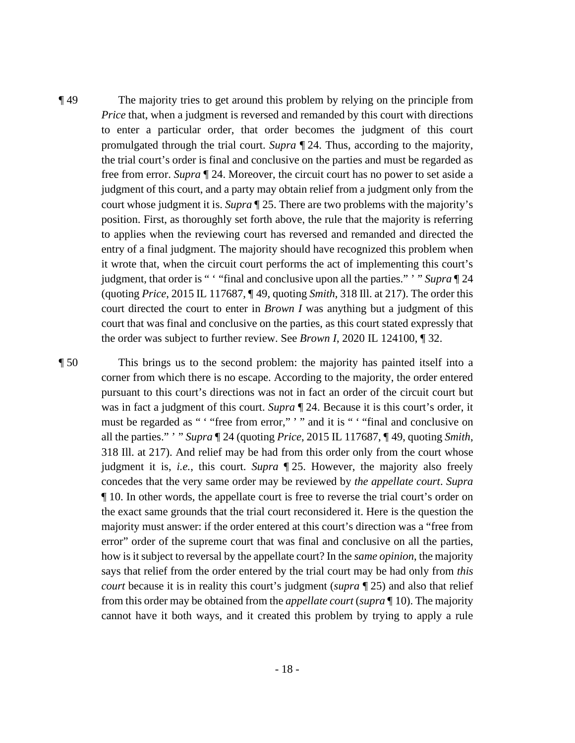¶ 49 The majority tries to get around this problem by relying on the principle from *Price* that, when a judgment is reversed and remanded by this court with directions to enter a particular order, that order becomes the judgment of this court promulgated through the trial court. *Supra* ¶ 24. Thus, according to the majority, the trial court's order is final and conclusive on the parties and must be regarded as free from error. *Supra* ¶ 24. Moreover, the circuit court has no power to set aside a judgment of this court, and a party may obtain relief from a judgment only from the court whose judgment it is. *Supra* ¶ 25. There are two problems with the majority's position. First, as thoroughly set forth above, the rule that the majority is referring to applies when the reviewing court has reversed and remanded and directed the entry of a final judgment. The majority should have recognized this problem when it wrote that, when the circuit court performs the act of implementing this court's judgment, that order is " ' "final and conclusive upon all the parties." ' " *Supra* ¶ 24 (quoting *Price*, 2015 IL 117687, ¶ 49, quoting *Smith*, 318 Ill. at 217). The order this court directed the court to enter in *Brown I* was anything but a judgment of this court that was final and conclusive on the parties, as this court stated expressly that the order was subject to further review. See *Brown I*, 2020 IL 124100, ¶ 32.

¶ 50 This brings us to the second problem: the majority has painted itself into a corner from which there is no escape. According to the majority, the order entered pursuant to this court's directions was not in fact an order of the circuit court but was in fact a judgment of this court. *Supra* ¶ 24. Because it is this court's order, it must be regarded as " ' "free from error," ' " and it is " ' "final and conclusive on all the parties." ' " *Supra* ¶ 24 (quoting *Price*, 2015 IL 117687, ¶ 49, quoting *Smith*, 318 Ill. at 217). And relief may be had from this order only from the court whose judgment it is, *i.e.*, this court. *Supra* ¶ 25. However, the majority also freely concedes that the very same order may be reviewed by *the appellate court*. *Supra* ¶ 10. In other words, the appellate court is free to reverse the trial court's order on the exact same grounds that the trial court reconsidered it. Here is the question the majority must answer: if the order entered at this court's direction was a "free from error" order of the supreme court that was final and conclusive on all the parties, how is it subject to reversal by the appellate court? In the *same opinion*, the majority says that relief from the order entered by the trial court may be had only from *this court* because it is in reality this court's judgment (*supra* ¶ 25) and also that relief from this order may be obtained from the *appellate court* (*supra* ¶ 10). The majority cannot have it both ways, and it created this problem by trying to apply a rule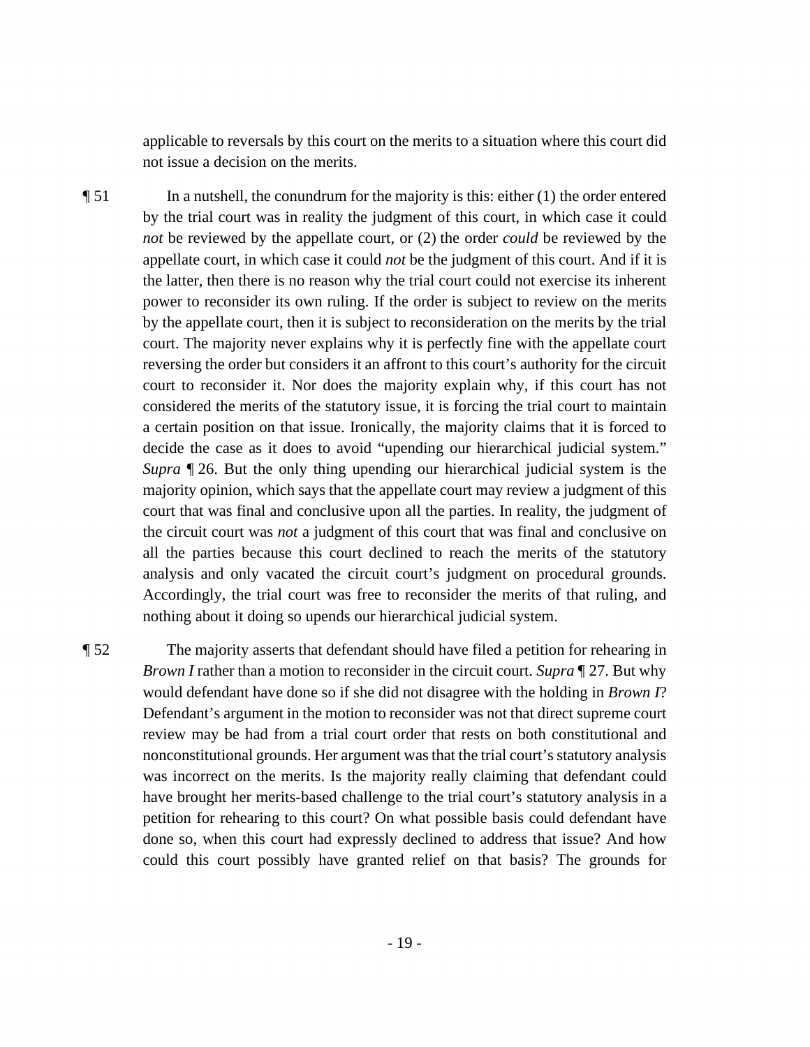applicable to reversals by this court on the merits to a situation where this court did not issue a decision on the merits.

¶ 51 In a nutshell, the conundrum for the majority is this: either (1) the order entered by the trial court was in reality the judgment of this court, in which case it could *not* be reviewed by the appellate court, or (2) the order *could* be reviewed by the appellate court, in which case it could *not* be the judgment of this court. And if it is the latter, then there is no reason why the trial court could not exercise its inherent power to reconsider its own ruling. If the order is subject to review on the merits by the appellate court, then it is subject to reconsideration on the merits by the trial court. The majority never explains why it is perfectly fine with the appellate court reversing the order but considers it an affront to this court's authority for the circuit court to reconsider it. Nor does the majority explain why, if this court has not considered the merits of the statutory issue, it is forcing the trial court to maintain a certain position on that issue. Ironically, the majority claims that it is forced to decide the case as it does to avoid "upending our hierarchical judicial system." *Supra* ¶ 26. But the only thing upending our hierarchical judicial system is the majority opinion, which says that the appellate court may review a judgment of this court that was final and conclusive upon all the parties. In reality, the judgment of the circuit court was *not* a judgment of this court that was final and conclusive on all the parties because this court declined to reach the merits of the statutory analysis and only vacated the circuit court's judgment on procedural grounds. Accordingly, the trial court was free to reconsider the merits of that ruling, and nothing about it doing so upends our hierarchical judicial system.

¶ 52 The majority asserts that defendant should have filed a petition for rehearing in *Brown I* rather than a motion to reconsider in the circuit court. *Supra* ¶ 27. But why would defendant have done so if she did not disagree with the holding in *Brown I*? Defendant's argument in the motion to reconsider was not that direct supreme court review may be had from a trial court order that rests on both constitutional and nonconstitutional grounds. Her argument was that the trial court's statutory analysis was incorrect on the merits. Is the majority really claiming that defendant could have brought her merits-based challenge to the trial court's statutory analysis in a petition for rehearing to this court? On what possible basis could defendant have done so, when this court had expressly declined to address that issue? And how could this court possibly have granted relief on that basis? The grounds for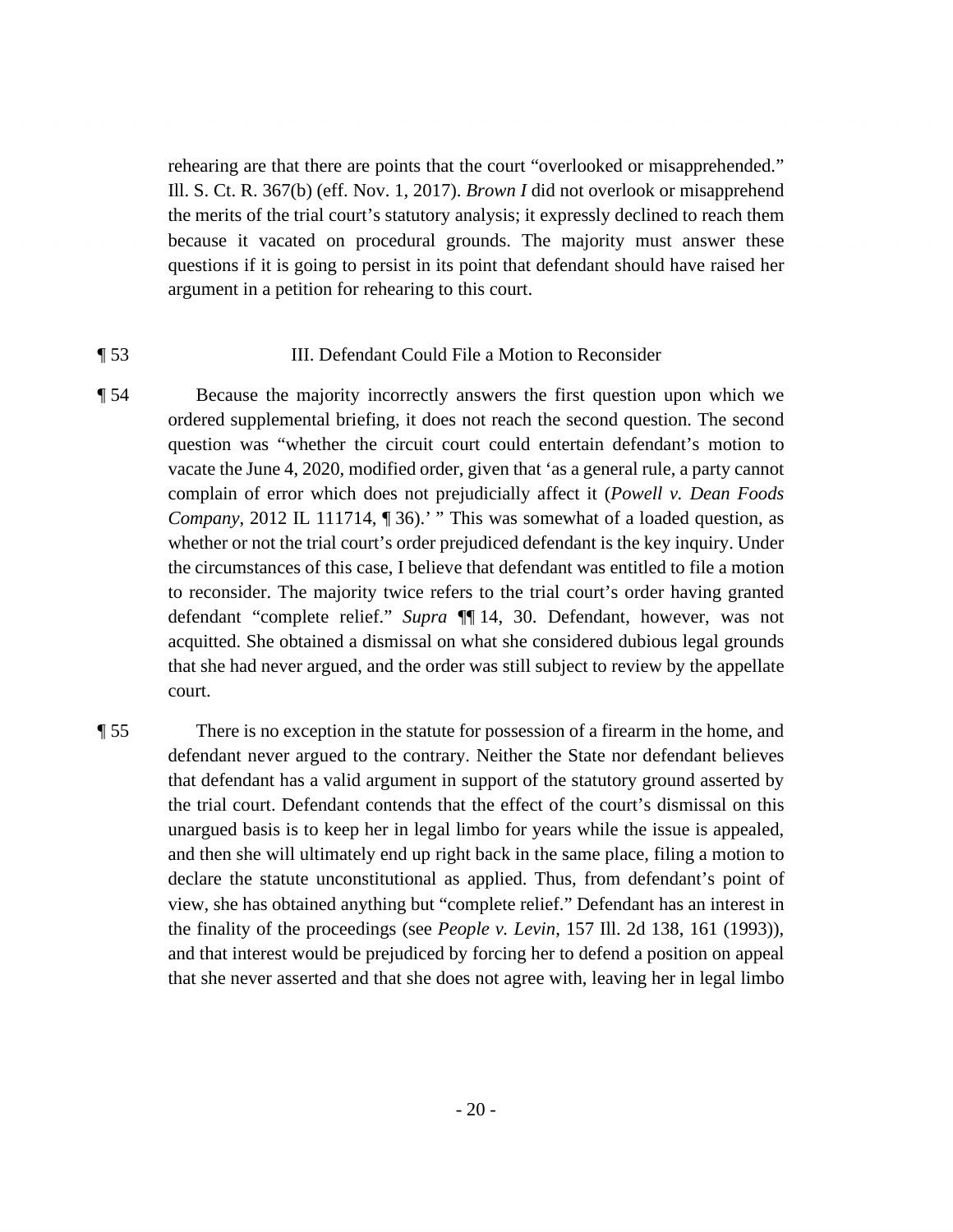rehearing are that there are points that the court "overlooked or misapprehended." Ill. S. Ct. R. 367(b) (eff. Nov. 1, 2017). *Brown I* did not overlook or misapprehend the merits of the trial court's statutory analysis; it expressly declined to reach them because it vacated on procedural grounds. The majority must answer these questions if it is going to persist in its point that defendant should have raised her argument in a petition for rehearing to this court.

¶ 53 III. Defendant Could File a Motion to Reconsider

¶ 54 Because the majority incorrectly answers the first question upon which we ordered supplemental briefing, it does not reach the second question. The second question was "whether the circuit court could entertain defendant's motion to vacate the June 4, 2020, modified order, given that 'as a general rule, a party cannot complain of error which does not prejudicially affect it (*Powell v. Dean Foods Company*, 2012 IL 111714, ¶ 36).' " This was somewhat of a loaded question, as whether or not the trial court's order prejudiced defendant is the key inquiry. Under the circumstances of this case, I believe that defendant was entitled to file a motion to reconsider. The majority twice refers to the trial court's order having granted defendant "complete relief." *Supra* ¶¶ 14, 30. Defendant, however, was not acquitted. She obtained a dismissal on what she considered dubious legal grounds that she had never argued, and the order was still subject to review by the appellate court.

¶ 55 There is no exception in the statute for possession of a firearm in the home, and defendant never argued to the contrary. Neither the State nor defendant believes that defendant has a valid argument in support of the statutory ground asserted by the trial court. Defendant contends that the effect of the court's dismissal on this unargued basis is to keep her in legal limbo for years while the issue is appealed, and then she will ultimately end up right back in the same place, filing a motion to declare the statute unconstitutional as applied. Thus, from defendant's point of view, she has obtained anything but "complete relief." Defendant has an interest in the finality of the proceedings (see *People v. Levin*, 157 Ill. 2d 138, 161 (1993)), and that interest would be prejudiced by forcing her to defend a position on appeal that she never asserted and that she does not agree with, leaving her in legal limbo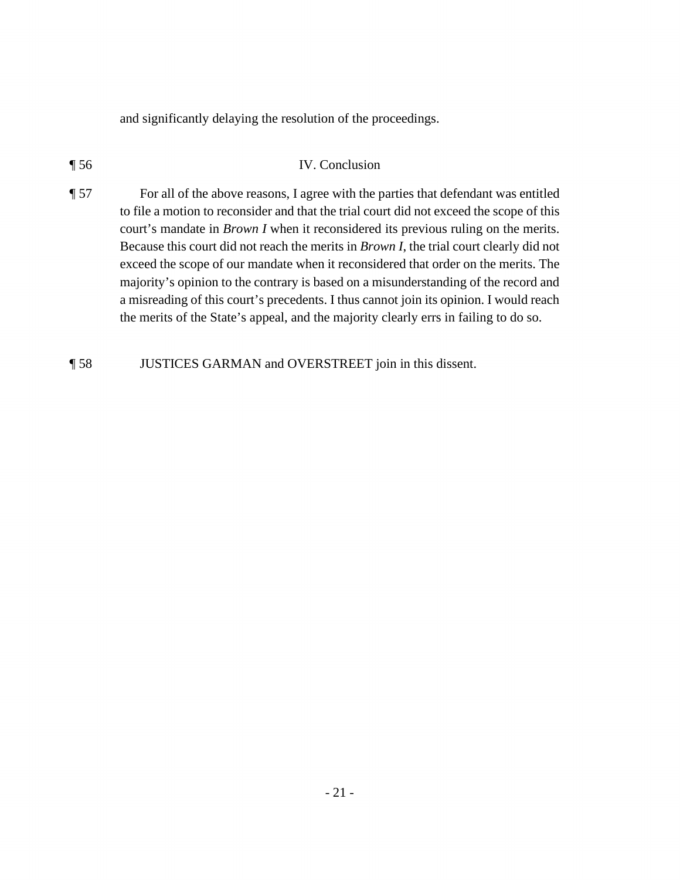and significantly delaying the resolution of the proceedings.

¶ 56 IV. Conclusion

¶ 57 For all of the above reasons, I agree with the parties that defendant was entitled to file a motion to reconsider and that the trial court did not exceed the scope of this court's mandate in *Brown I* when it reconsidered its previous ruling on the merits. Because this court did not reach the merits in *Brown I*, the trial court clearly did not exceed the scope of our mandate when it reconsidered that order on the merits. The majority's opinion to the contrary is based on a misunderstanding of the record and a misreading of this court's precedents. I thus cannot join its opinion. I would reach the merits of the State's appeal, and the majority clearly errs in failing to do so.

¶ 58 JUSTICES GARMAN and OVERSTREET join in this dissent.